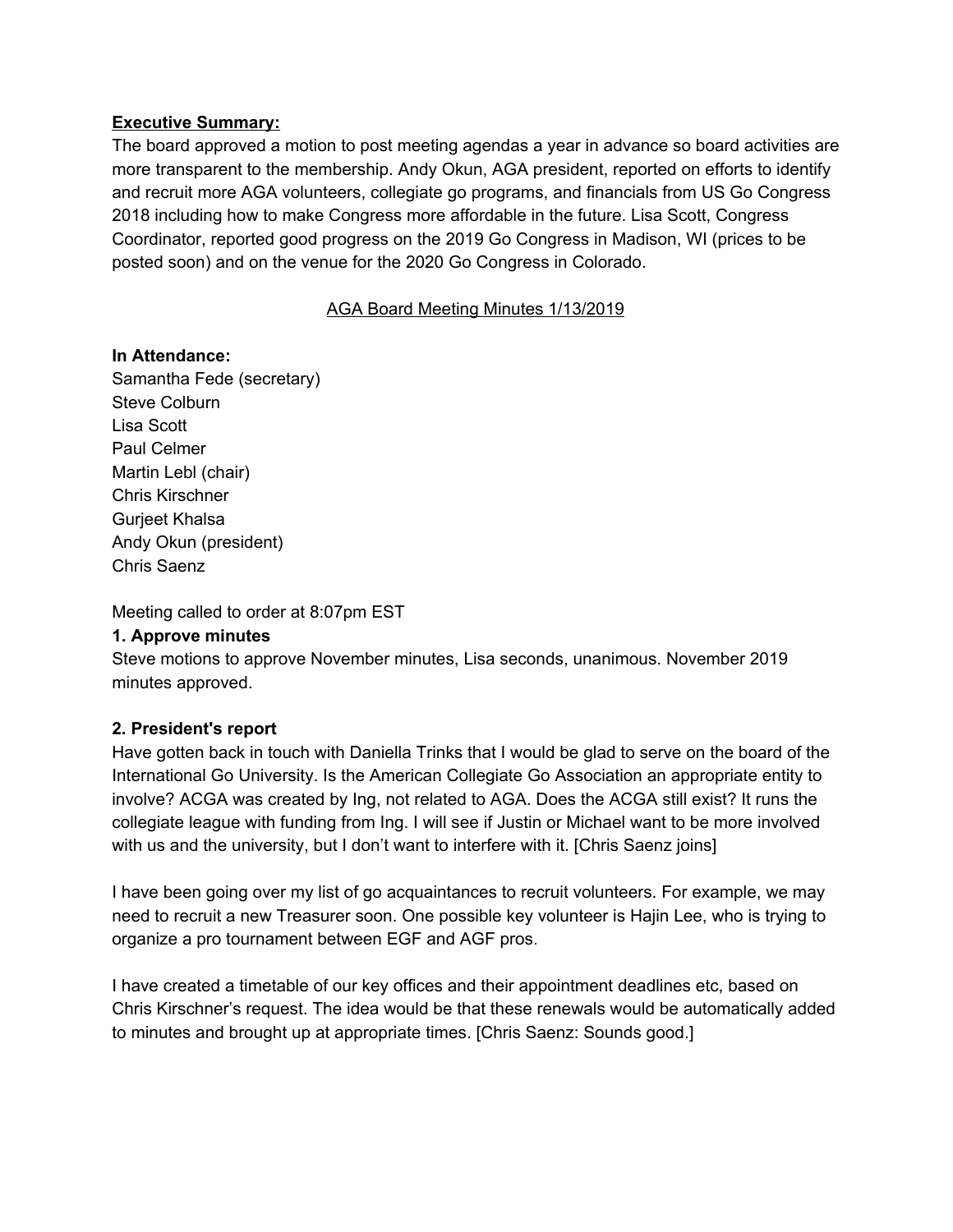**Executive Summary:**

The board approved a motion to post meeting agendas a year in advance so board activities are more transparent to the membership. Andy Okun, AGA president, reported on efforts to identify and recruit more AGA volunteers, collegiate go programs, and financials from US Go Congress 2018 including how to make Congress more affordable in the future. Lisa Scott, Congress Coordinator, reported good progress on the 2019 Go Congress in Madison, WI (prices to be posted soon) and on the venue for the 2020 Go Congress in Colorado.

AGA Board Meeting Minutes 1/13/2019

**In Attendance:**

Samantha Fede (secretary)
Steve Colburn
Lisa Scott
Paul Celmer
Martin Lebl (chair)
Chris Kirschner
Gurjeet Khalsa
Andy Okun (president)
Chris Saenz

Meeting called to order at 8:07pm EST

**1. Approve minutes**

Steve motions to approve November minutes, Lisa seconds, unanimous. November 2019 minutes approved.

**2. President's report**

Have gotten back in touch with Daniella Trinks that I would be glad to serve on the board of the International Go University. Is the American Collegiate Go Association an appropriate entity to involve? ACGA was created by Ing, not related to AGA. Does the ACGA still exist? It runs the collegiate league with funding from Ing. I will see if Justin or Michael want to be more involved with us and the university, but I don't want to interfere with it. [Chris Saenz joins]

I have been going over my list of go acquaintances to recruit volunteers. For example, we may need to recruit a new Treasurer soon. One possible key volunteer is Hajin Lee, who is trying to organize a pro tournament between EGF and AGF pros.

I have created a timetable of our key offices and their appointment deadlines etc, based on Chris Kirschner's request. The idea would be that these renewals would be automatically added to minutes and brought up at appropriate times. [Chris Saenz: Sounds good.]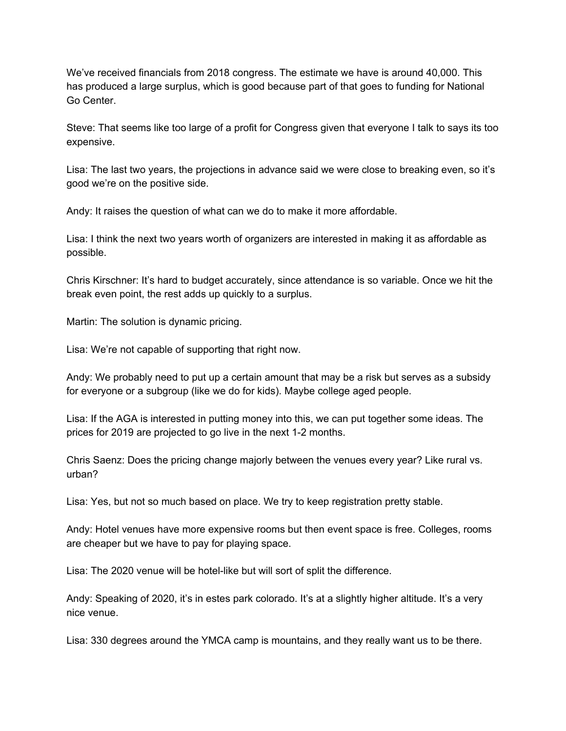We’ve received financials from 2018 congress. The estimate we have is around 40,000. This has produced a large surplus, which is good because part of that goes to funding for National Go Center.

Steve: That seems like too large of a profit for Congress given that everyone I talk to says its too expensive.

Lisa: The last two years, the projections in advance said we were close to breaking even, so it’s good we’re on the positive side.

Andy: It raises the question of what can we do to make it more affordable.

Lisa: I think the next two years worth of organizers are interested in making it as affordable as possible.

Chris Kirschner: It’s hard to budget accurately, since attendance is so variable. Once we hit the break even point, the rest adds up quickly to a surplus.

Martin: The solution is dynamic pricing.

Lisa: We’re not capable of supporting that right now.

Andy: We probably need to put up a certain amount that may be a risk but serves as a subsidy for everyone or a subgroup (like we do for kids). Maybe college aged people.

Lisa: If the AGA is interested in putting money into this, we can put together some ideas. The prices for 2019 are projected to go live in the next 1-2 months.

Chris Saenz: Does the pricing change majorly between the venues every year? Like rural vs. urban?

Lisa: Yes, but not so much based on place. We try to keep registration pretty stable.

Andy: Hotel venues have more expensive rooms but then event space is free. Colleges, rooms are cheaper but we have to pay for playing space.

Lisa: The 2020 venue will be hotel-like but will sort of split the difference.

Andy: Speaking of 2020, it’s in estes park colorado. It’s at a slightly higher altitude. It’s a very nice venue.

Lisa: 330 degrees around the YMCA camp is mountains, and they really want us to be there.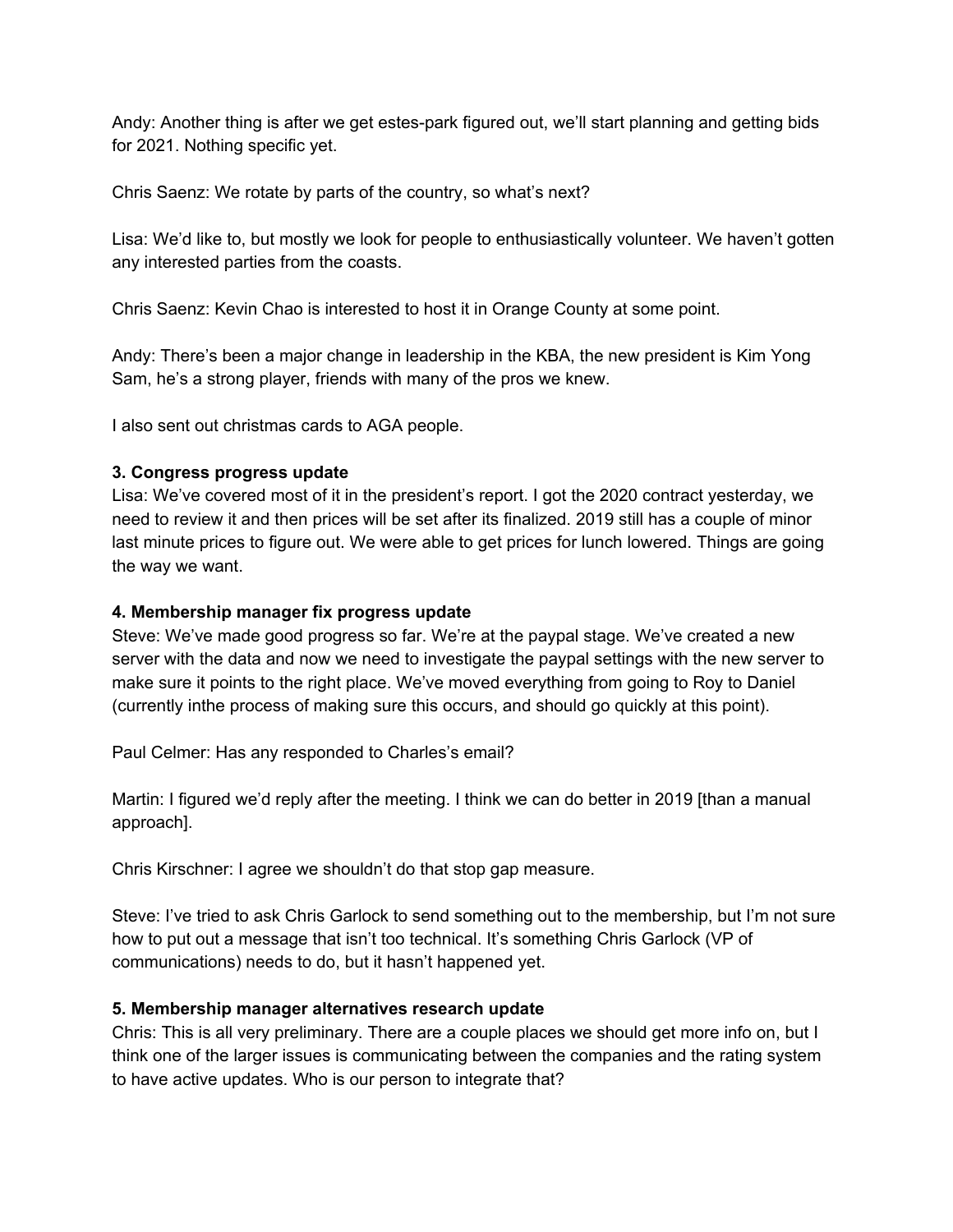Andy: Another thing is after we get estes-park figured out, we'll start planning and getting bids for 2021. Nothing specific yet.

Chris Saenz: We rotate by parts of the country, so what's next?

Lisa: We'd like to, but mostly we look for people to enthusiastically volunteer. We haven't gotten any interested parties from the coasts.

Chris Saenz: Kevin Chao is interested to host it in Orange County at some point.

Andy: There's been a major change in leadership in the KBA, the new president is Kim Yong Sam, he's a strong player, friends with many of the pros we knew.

I also sent out christmas cards to AGA people.

**3. Congress progress update**

Lisa: We've covered most of it in the president's report. I got the 2020 contract yesterday, we need to review it and then prices will be set after its finalized. 2019 still has a couple of minor last minute prices to figure out. We were able to get prices for lunch lowered. Things are going the way we want.

**4. Membership manager fix progress update**

Steve: We've made good progress so far. We're at the paypal stage. We've created a new server with the data and now we need to investigate the paypal settings with the new server to make sure it points to the right place. We've moved everything from going to Roy to Daniel (currently inthe process of making sure this occurs, and should go quickly at this point).

Paul Celmer: Has any responded to Charles's email?

Martin: I figured we'd reply after the meeting. I think we can do better in 2019 [than a manual approach].

Chris Kirschner: I agree we shouldn't do that stop gap measure.

Steve: I've tried to ask Chris Garlock to send something out to the membership, but I'm not sure how to put out a message that isn't too technical. It's something Chris Garlock (VP of communications) needs to do, but it hasn't happened yet.

**5. Membership manager alternatives research update**

Chris: This is all very preliminary. There are a couple places we should get more info on, but I think one of the larger issues is communicating between the companies and the rating system to have active updates. Who is our person to integrate that?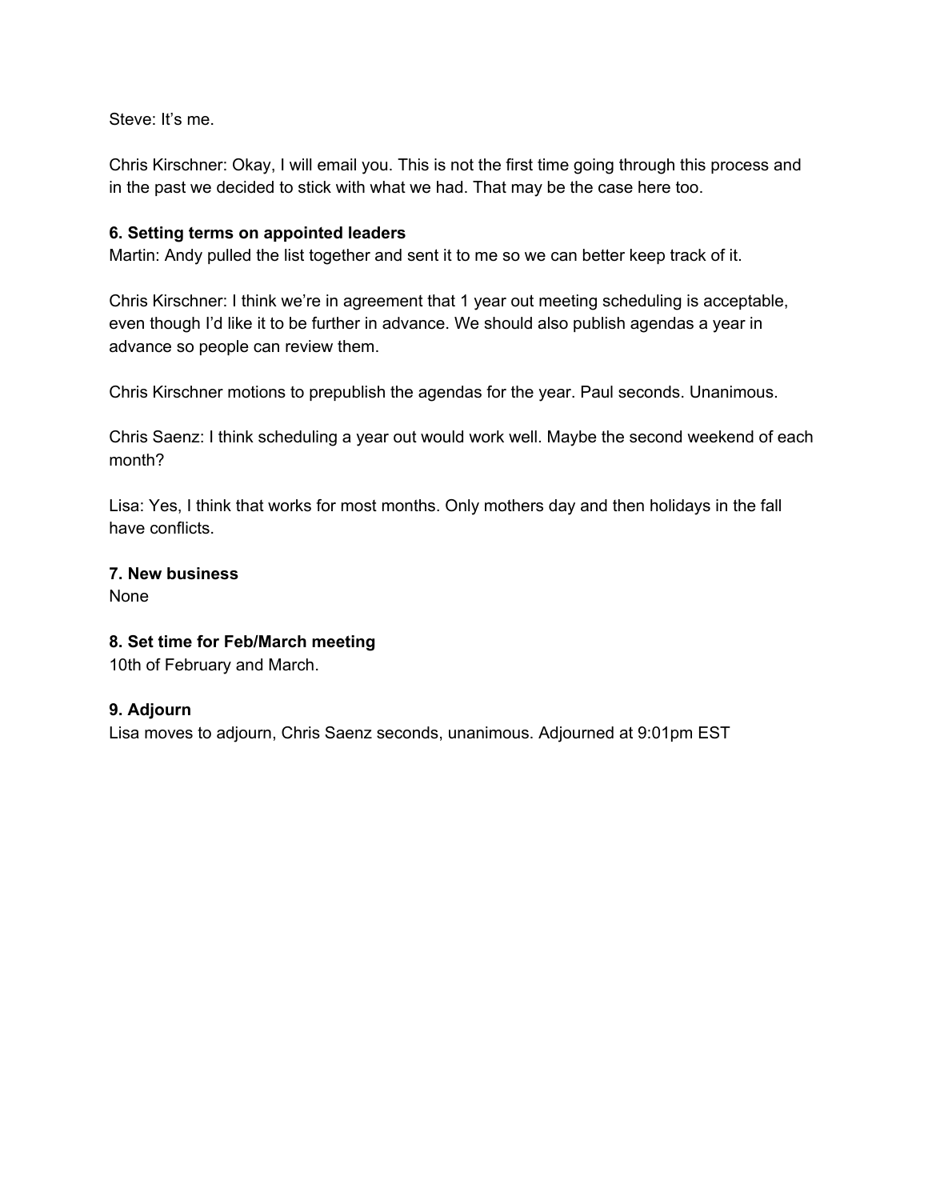Steve: It's me.

Chris Kirschner: Okay, I will email you. This is not the first time going through this process and in the past we decided to stick with what we had. That may be the case here too.

**6. Setting terms on appointed leaders**

Martin: Andy pulled the list together and sent it to me so we can better keep track of it.

Chris Kirschner: I think we're in agreement that 1 year out meeting scheduling is acceptable, even though I'd like it to be further in advance. We should also publish agendas a year in advance so people can review them.

Chris Kirschner motions to prepublish the agendas for the year. Paul seconds. Unanimous.

Chris Saenz: I think scheduling a year out would work well. Maybe the second weekend of each month?

Lisa: Yes, I think that works for most months. Only mothers day and then holidays in the fall have conflicts.

**7. New business**

None

**8. Set time for Feb/March meeting**

10th of February and March.

**9. Adjourn**

Lisa moves to adjourn, Chris Saenz seconds, unanimous. Adjourned at 9:01pm EST